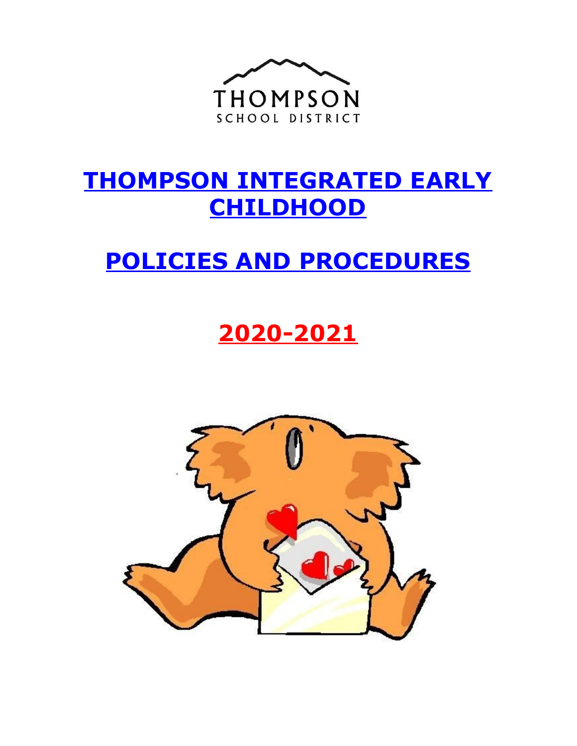THOMPSON

SCHOOL DISTRICT

# THOMPSON INTEGRATED EARLY CHILDHOOD

# POLICIES AND PROCEDURES

# 2020-2021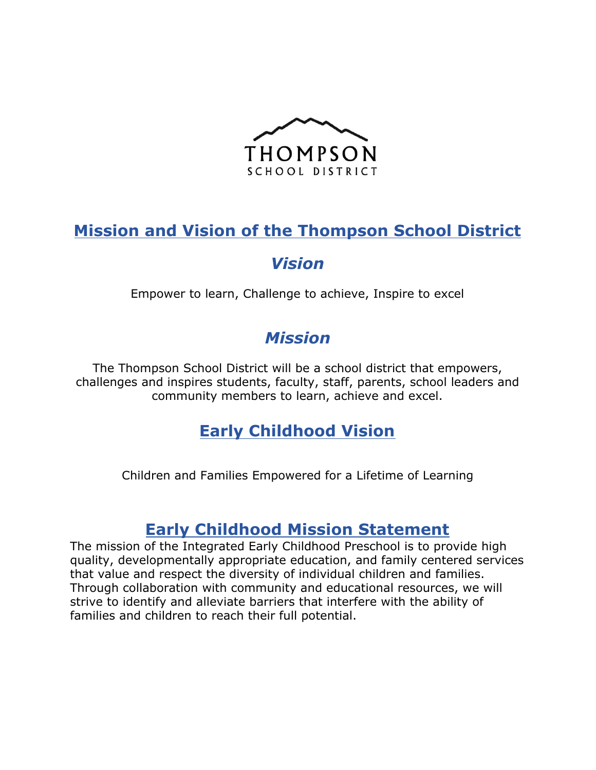THOMPSON
SCHOOL DISTRICT

# Mission and Vision of the Thompson School District

## *Vision*

Empower to learn, Challenge to achieve, Inspire to excel

## *Mission*

The Thompson School District will be a school district that empowers, challenges and inspires students, faculty, staff, parents, school leaders and community members to learn, achieve and excel.

# Early Childhood Vision

Children and Families Empowered for a Lifetime of Learning

# Early Childhood Mission Statement

The mission of the Integrated Early Childhood Preschool is to provide high quality, developmentally appropriate education, and family centered services that value and respect the diversity of individual children and families. Through collaboration with community and educational resources, we will strive to identify and alleviate barriers that interfere with the ability of families and children to reach their full potential.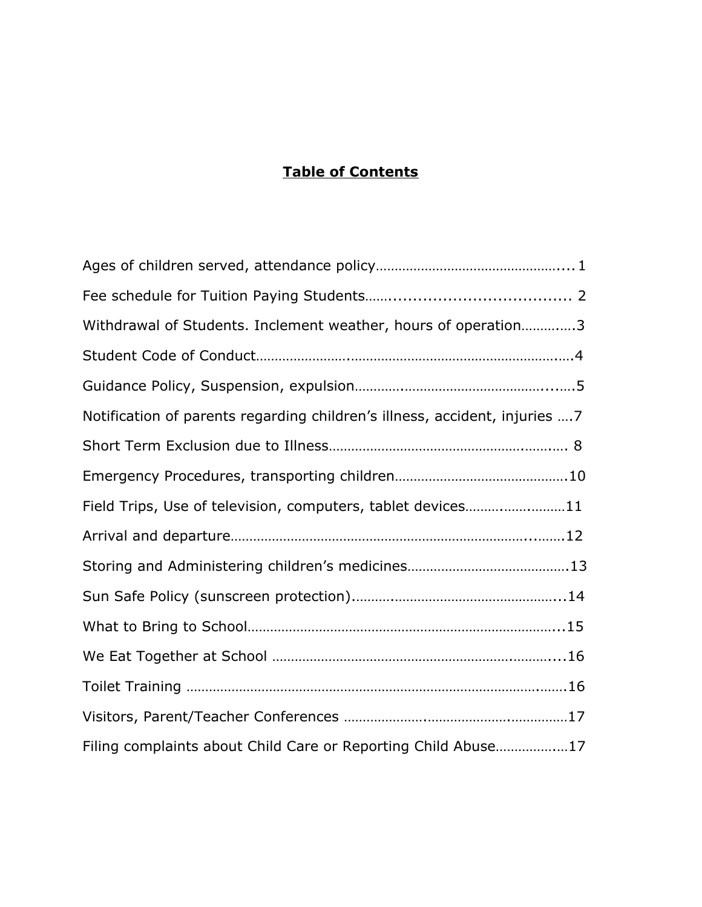# Table of Contents

Ages of children served, attendance policy…………………………………………....1

Fee schedule for Tuition Paying Students……................................... 2

Withdrawal of Students. Inclement weather, hours of operation…………..3

Student Code of Conduct………………….……………………………………………….….4

Guidance Policy, Suspension, expulsion…………..……………………………...….5

Notification of parents regarding children's illness, accident, injuries ….7

Short Term Exclusion due to Illness…………………………………………….……….. 8

Emergency Procedures, transporting children……………………………………….10

Field Trips, Use of television, computers, tablet devices……….……..………11

Arrival and departure……………………………………………………………………..…….12

Storing and Administering children's medicines…………………………………….13

Sun Safe Policy (sunscreen protection)…….……………………………………...14

What to Bring to School…………………………………………………………………...15

We Eat Together at School ………………………………………………….……….…...16

Toilet Training ………………………………………………………………………………….…….16

Visitors, Parent/Teacher Conferences ……………….…..……………….……………17

Filing complaints about Child Care or Reporting Child Abuse……………….…17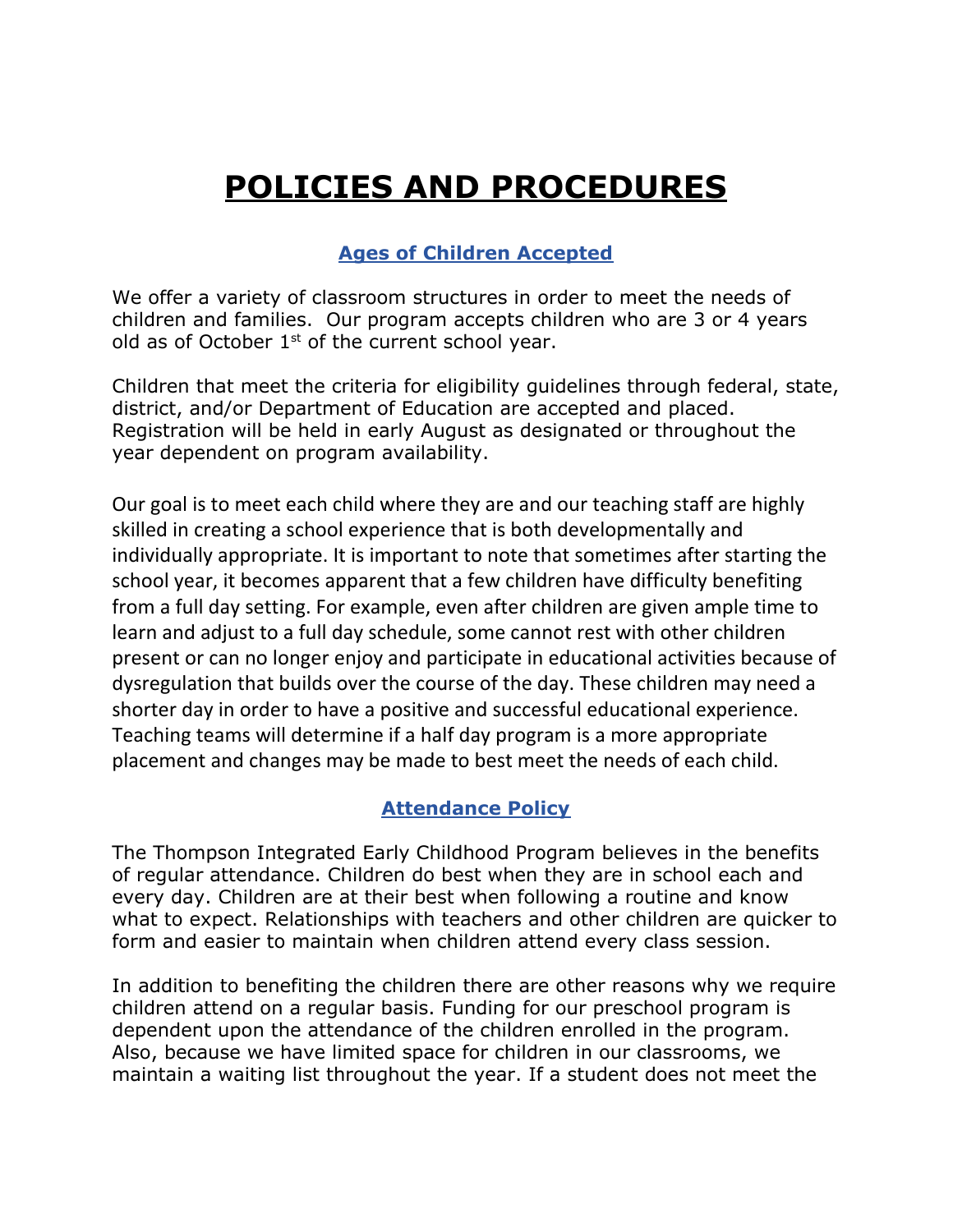# POLICIES AND PROCEDURES

## Ages of Children Accepted

We offer a variety of classroom structures in order to meet the needs of children and families. Our program accepts children who are 3 or 4 years old as of October 1st of the current school year.

Children that meet the criteria for eligibility guidelines through federal, state, district, and/or Department of Education are accepted and placed. Registration will be held in early August as designated or throughout the year dependent on program availability.

Our goal is to meet each child where they are and our teaching staff are highly skilled in creating a school experience that is both developmentally and individually appropriate. It is important to note that sometimes after starting the school year, it becomes apparent that a few children have difficulty benefiting from a full day setting. For example, even after children are given ample time to learn and adjust to a full day schedule, some cannot rest with other children present or can no longer enjoy and participate in educational activities because of dysregulation that builds over the course of the day. These children may need a shorter day in order to have a positive and successful educational experience. Teaching teams will determine if a half day program is a more appropriate placement and changes may be made to best meet the needs of each child.

## Attendance Policy

The Thompson Integrated Early Childhood Program believes in the benefits of regular attendance. Children do best when they are in school each and every day. Children are at their best when following a routine and know what to expect. Relationships with teachers and other children are quicker to form and easier to maintain when children attend every class session.

In addition to benefiting the children there are other reasons why we require children attend on a regular basis. Funding for our preschool program is dependent upon the attendance of the children enrolled in the program. Also, because we have limited space for children in our classrooms, we maintain a waiting list throughout the year. If a student does not meet the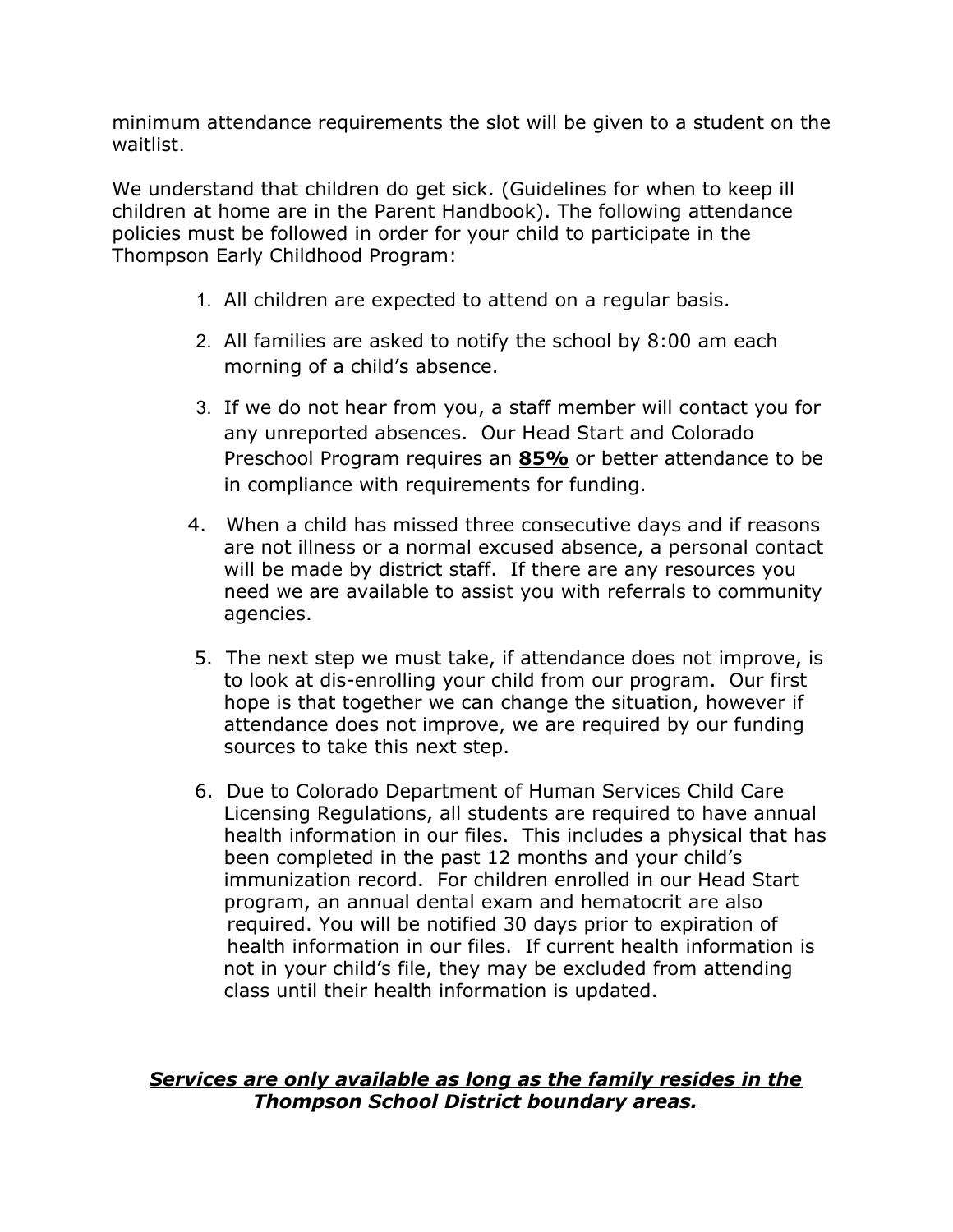minimum attendance requirements the slot will be given to a student on the waitlist.

We understand that children do get sick. (Guidelines for when to keep ill children at home are in the Parent Handbook). The following attendance policies must be followed in order for your child to participate in the Thompson Early Childhood Program:

1. All children are expected to attend on a regular basis.
2. All families are asked to notify the school by 8:00 am each morning of a child's absence.
3. If we do not hear from you, a staff member will contact you for any unreported absences. Our Head Start and Colorado Preschool Program requires an **<u>85%</u>** or better attendance to be in compliance with requirements for funding.
4. When a child has missed three consecutive days and if reasons are not illness or a normal excused absence, a personal contact will be made by district staff. If there are any resources you need we are available to assist you with referrals to community agencies.
5. The next step we must take, if attendance does not improve, is to look at dis-enrolling your child from our program. Our first hope is that together we can change the situation, however if attendance does not improve, we are required by our funding sources to take this next step.
6. Due to Colorado Department of Human Services Child Care Licensing Regulations, all students are required to have annual health information in our files. This includes a physical that has been completed in the past 12 months and your child's immunization record. For children enrolled in our Head Start program, an annual dental exam and hematocrit are also required. You will be notified 30 days prior to expiration of health information in our files. If current health information is not in your child's file, they may be excluded from attending class until their health information is updated.

***<u>Services are only available as long as the family resides in the Thompson School District boundary areas.</u>***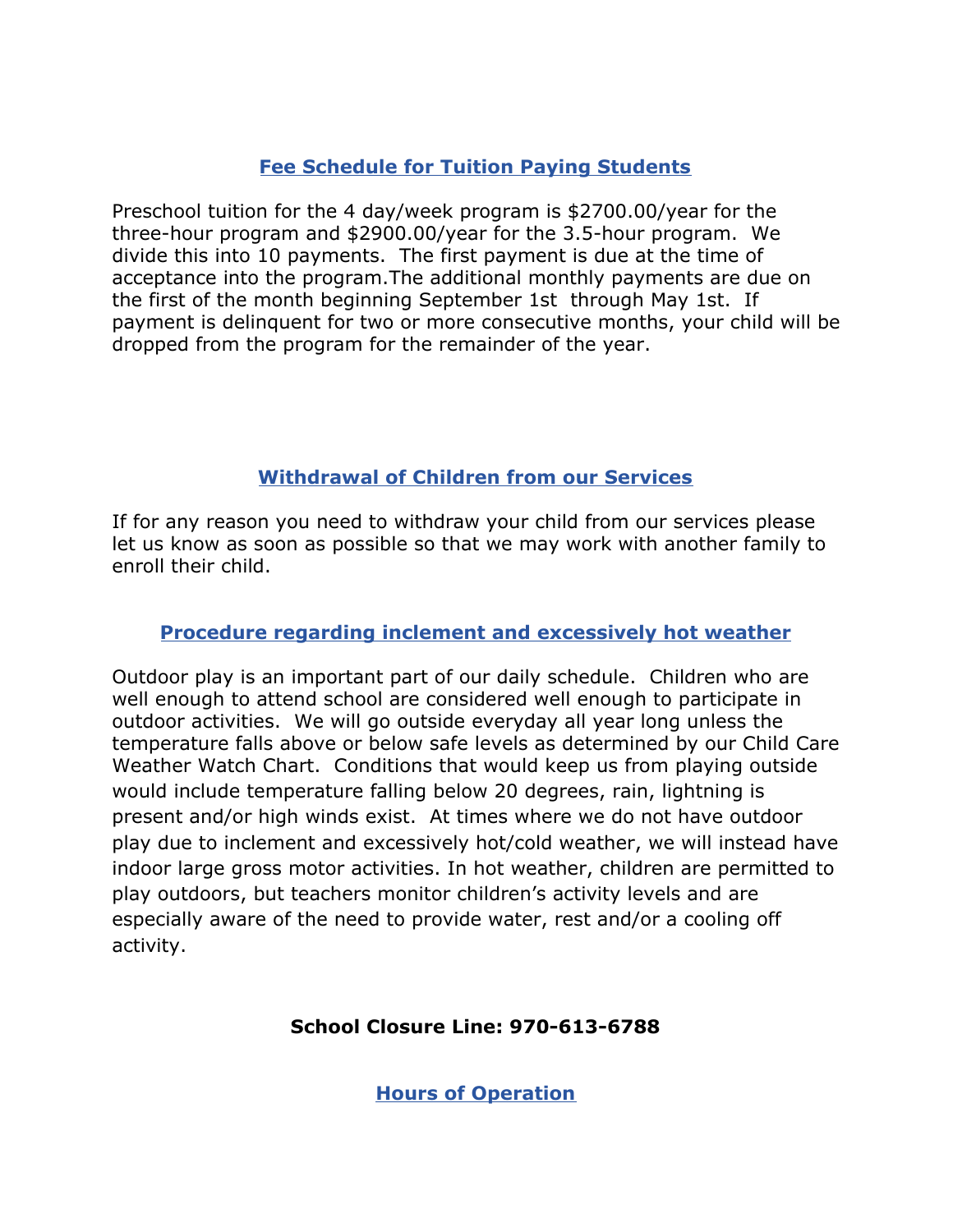## Fee Schedule for Tuition Paying Students

Preschool tuition for the 4 day/week program is $2700.00/year for the three-hour program and $2900.00/year for the 3.5-hour program. We divide this into 10 payments. The first payment is due at the time of acceptance into the program.The additional monthly payments are due on the first of the month beginning September 1st through May 1st. If payment is delinquent for two or more consecutive months, your child will be dropped from the program for the remainder of the year.

## Withdrawal of Children from our Services

If for any reason you need to withdraw your child from our services please let us know as soon as possible so that we may work with another family to enroll their child.

## Procedure regarding inclement and excessively hot weather

Outdoor play is an important part of our daily schedule. Children who are well enough to attend school are considered well enough to participate in outdoor activities. We will go outside everyday all year long unless the temperature falls above or below safe levels as determined by our Child Care Weather Watch Chart. Conditions that would keep us from playing outside would include temperature falling below 20 degrees, rain, lightning is present and/or high winds exist. At times where we do not have outdoor play due to inclement and excessively hot/cold weather, we will instead have indoor large gross motor activities. In hot weather, children are permitted to play outdoors, but teachers monitor children's activity levels and are especially aware of the need to provide water, rest and/or a cooling off activity.

**School Closure Line: 970-613-6788**

## Hours of Operation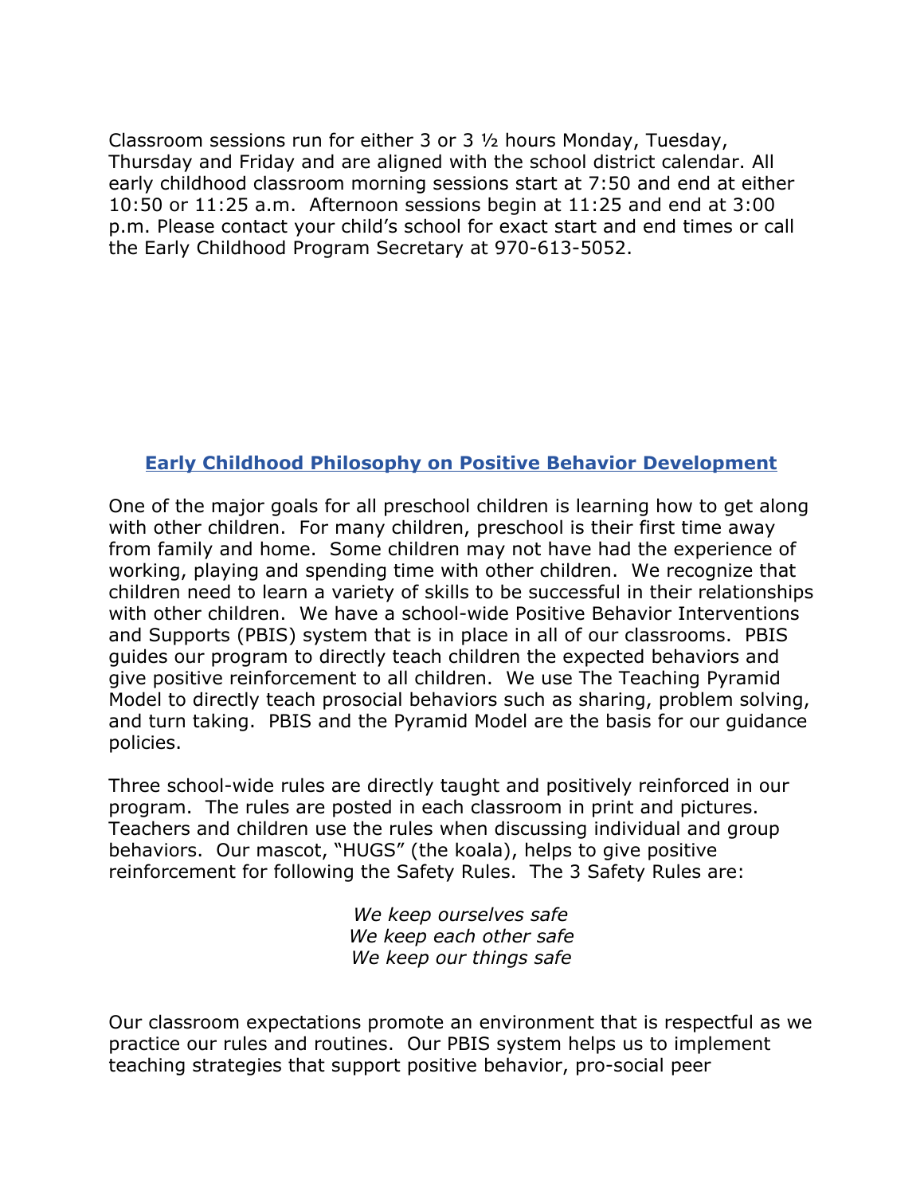Classroom sessions run for either 3 or 3 ½ hours Monday, Tuesday, Thursday and Friday and are aligned with the school district calendar. All early childhood classroom morning sessions start at 7:50 and end at either 10:50 or 11:25 a.m. Afternoon sessions begin at 11:25 and end at 3:00 p.m. Please contact your child's school for exact start and end times or call the Early Childhood Program Secretary at 970-613-5052.

## Early Childhood Philosophy on Positive Behavior Development

One of the major goals for all preschool children is learning how to get along with other children. For many children, preschool is their first time away from family and home. Some children may not have had the experience of working, playing and spending time with other children. We recognize that children need to learn a variety of skills to be successful in their relationships with other children. We have a school-wide Positive Behavior Interventions and Supports (PBIS) system that is in place in all of our classrooms. PBIS guides our program to directly teach children the expected behaviors and give positive reinforcement to all children. We use The Teaching Pyramid Model to directly teach prosocial behaviors such as sharing, problem solving, and turn taking. PBIS and the Pyramid Model are the basis for our guidance policies.

Three school-wide rules are directly taught and positively reinforced in our program. The rules are posted in each classroom in print and pictures. Teachers and children use the rules when discussing individual and group behaviors. Our mascot, "HUGS" (the koala), helps to give positive reinforcement for following the Safety Rules. The 3 Safety Rules are:

*We keep ourselves safe*
*We keep each other safe*
*We keep our things safe*

Our classroom expectations promote an environment that is respectful as we practice our rules and routines. Our PBIS system helps us to implement teaching strategies that support positive behavior, pro-social peer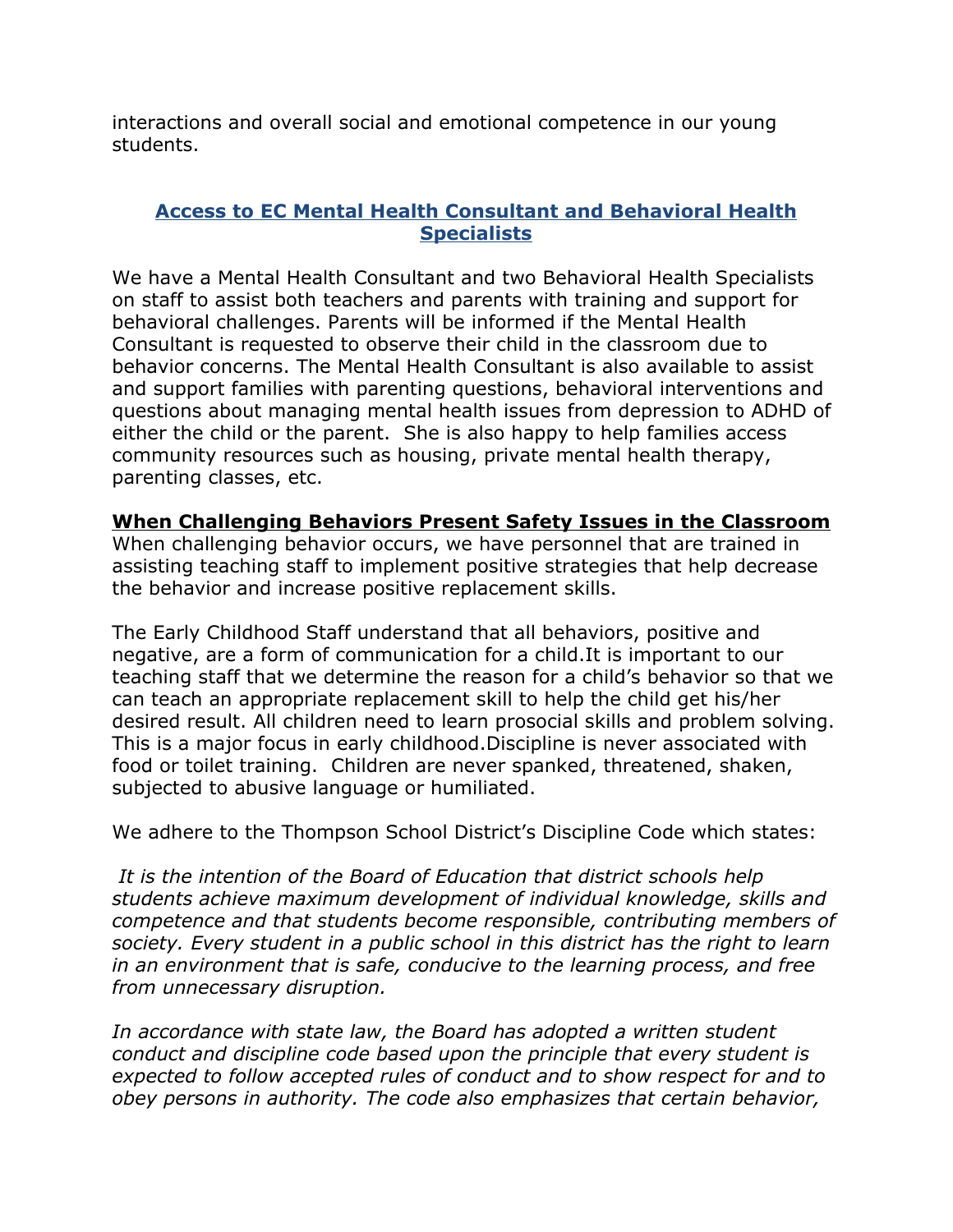interactions and overall social and emotional competence in our young students.

## Access to EC Mental Health Consultant and Behavioral Health Specialists

We have a Mental Health Consultant and two Behavioral Health Specialists on staff to assist both teachers and parents with training and support for behavioral challenges. Parents will be informed if the Mental Health Consultant is requested to observe their child in the classroom due to behavior concerns. The Mental Health Consultant is also available to assist and support families with parenting questions, behavioral interventions and questions about managing mental health issues from depression to ADHD of either the child or the parent.  She is also happy to help families access community resources such as housing, private mental health therapy, parenting classes, etc.

## When Challenging Behaviors Present Safety Issues in the Classroom

When challenging behavior occurs, we have personnel that are trained in assisting teaching staff to implement positive strategies that help decrease the behavior and increase positive replacement skills.

The Early Childhood Staff understand that all behaviors, positive and negative, are a form of communication for a child.It is important to our teaching staff that we determine the reason for a child's behavior so that we can teach an appropriate replacement skill to help the child get his/her desired result. All children need to learn prosocial skills and problem solving. This is a major focus in early childhood.Discipline is never associated with food or toilet training.  Children are never spanked, threatened, shaken, subjected to abusive language or humiliated.

We adhere to the Thompson School District's Discipline Code which states:

*It is the intention of the Board of Education that district schools help students achieve maximum development of individual knowledge, skills and competence and that students become responsible, contributing members of society. Every student in a public school in this district has the right to learn in an environment that is safe, conducive to the learning process, and free from unnecessary disruption.*

*In accordance with state law, the Board has adopted a written student conduct and discipline code based upon the principle that every student is expected to follow accepted rules of conduct and to show respect for and to obey persons in authority. The code also emphasizes that certain behavior,*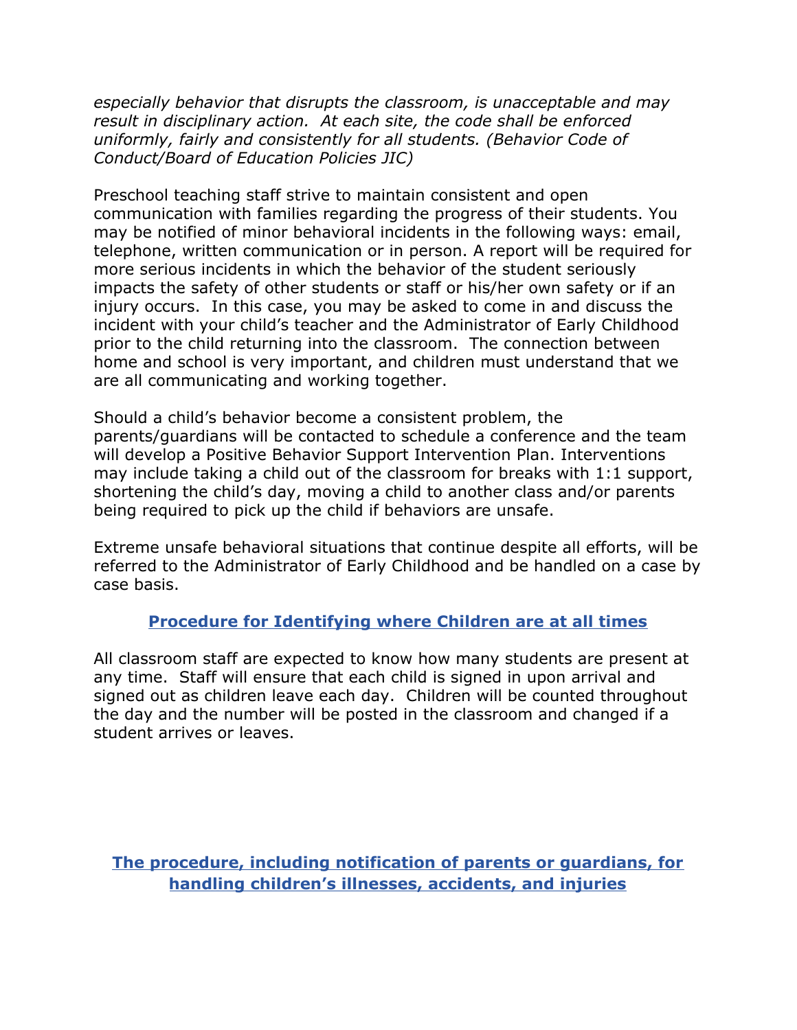*especially behavior that disrupts the classroom, is unacceptable and may result in disciplinary action. At each site, the code shall be enforced uniformly, fairly and consistently for all students. (Behavior Code of Conduct/Board of Education Policies JIC)*

Preschool teaching staff strive to maintain consistent and open communication with families regarding the progress of their students. You may be notified of minor behavioral incidents in the following ways: email, telephone, written communication or in person. A report will be required for more serious incidents in which the behavior of the student seriously impacts the safety of other students or staff or his/her own safety or if an injury occurs. In this case, you may be asked to come in and discuss the incident with your child's teacher and the Administrator of Early Childhood prior to the child returning into the classroom. The connection between home and school is very important, and children must understand that we are all communicating and working together.

Should a child's behavior become a consistent problem, the parents/guardians will be contacted to schedule a conference and the team will develop a Positive Behavior Support Intervention Plan. Interventions may include taking a child out of the classroom for breaks with 1:1 support, shortening the child's day, moving a child to another class and/or parents being required to pick up the child if behaviors are unsafe.

Extreme unsafe behavioral situations that continue despite all efforts, will be referred to the Administrator of Early Childhood and be handled on a case by case basis.

## Procedure for Identifying where Children are at all times

All classroom staff are expected to know how many students are present at any time. Staff will ensure that each child is signed in upon arrival and signed out as children leave each day. Children will be counted throughout the day and the number will be posted in the classroom and changed if a student arrives or leaves.

## The procedure, including notification of parents or guardians, for handling children's illnesses, accidents, and injuries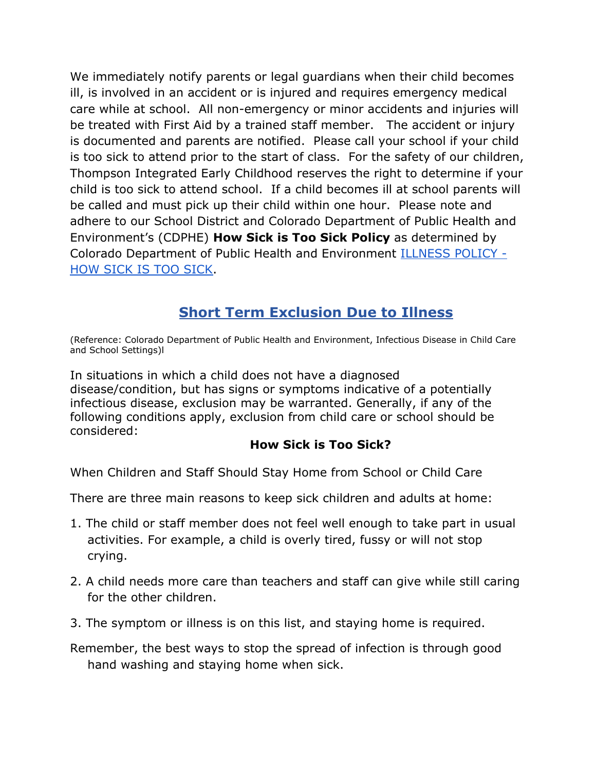We immediately notify parents or legal guardians when their child becomes ill, is involved in an accident or is injured and requires emergency medical care while at school. All non-emergency or minor accidents and injuries will be treated with First Aid by a trained staff member. The accident or injury is documented and parents are notified. Please call your school if your child is too sick to attend prior to the start of class. For the safety of our children, Thompson Integrated Early Childhood reserves the right to determine if your child is too sick to attend school. If a child becomes ill at school parents will be called and must pick up their child within one hour. Please note and adhere to our School District and Colorado Department of Public Health and Environment's (CDPHE) **How Sick is Too Sick Policy** as determined by Colorado Department of Public Health and Environment [ILLNESS POLICY - HOW SICK IS TOO SICK].

## Short Term Exclusion Due to Illness

(Reference: Colorado Department of Public Health and Environment, Infectious Disease in Child Care and School Settings)l

In situations in which a child does not have a diagnosed disease/condition, but has signs or symptoms indicative of a potentially infectious disease, exclusion may be warranted. Generally, if any of the following conditions apply, exclusion from child care or school should be considered:

**How Sick is Too Sick?**

When Children and Staff Should Stay Home from School or Child Care

There are three main reasons to keep sick children and adults at home:

1. The child or staff member does not feel well enough to take part in usual activities. For example, a child is overly tired, fussy or will not stop crying.
2. A child needs more care than teachers and staff can give while still caring for the other children.
3. The symptom or illness is on this list, and staying home is required.

Remember, the best ways to stop the spread of infection is through good hand washing and staying home when sick.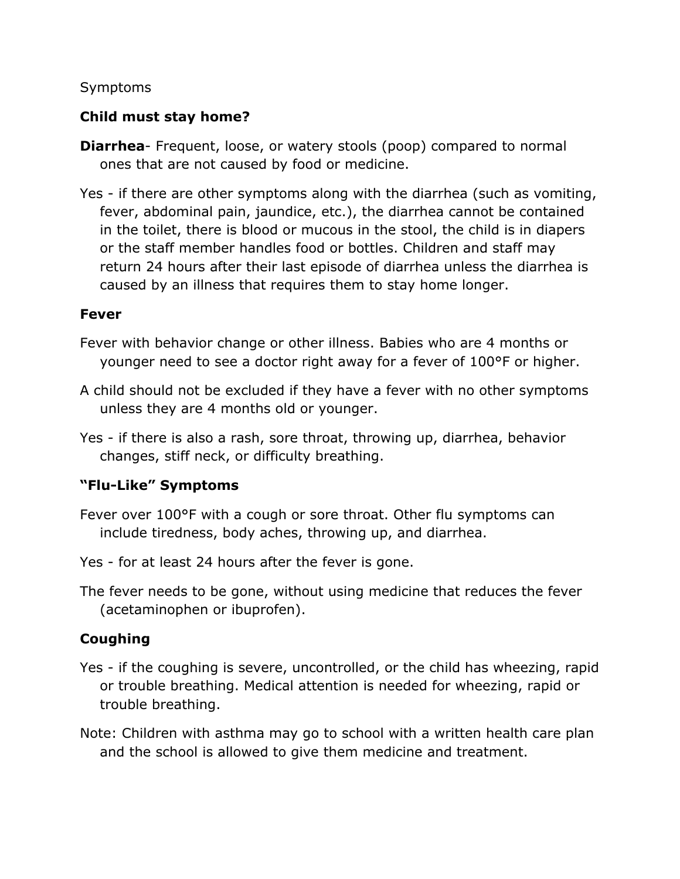Symptoms

**Child must stay home?**

**Diarrhea**- Frequent, loose, or watery stools (poop) compared to normal ones that are not caused by food or medicine.

Yes - if there are other symptoms along with the diarrhea (such as vomiting, fever, abdominal pain, jaundice, etc.), the diarrhea cannot be contained in the toilet, there is blood or mucous in the stool, the child is in diapers or the staff member handles food or bottles. Children and staff may return 24 hours after their last episode of diarrhea unless the diarrhea is caused by an illness that requires them to stay home longer.

**Fever**

Fever with behavior change or other illness. Babies who are 4 months or younger need to see a doctor right away for a fever of 100°F or higher.

A child should not be excluded if they have a fever with no other symptoms unless they are 4 months old or younger.

Yes - if there is also a rash, sore throat, throwing up, diarrhea, behavior changes, stiff neck, or difficulty breathing.

**"Flu-Like" Symptoms**

Fever over 100°F with a cough or sore throat. Other flu symptoms can include tiredness, body aches, throwing up, and diarrhea.

Yes - for at least 24 hours after the fever is gone.

The fever needs to be gone, without using medicine that reduces the fever (acetaminophen or ibuprofen).

**Coughing**

Yes - if the coughing is severe, uncontrolled, or the child has wheezing, rapid or trouble breathing. Medical attention is needed for wheezing, rapid or trouble breathing.

Note: Children with asthma may go to school with a written health care plan and the school is allowed to give them medicine and treatment.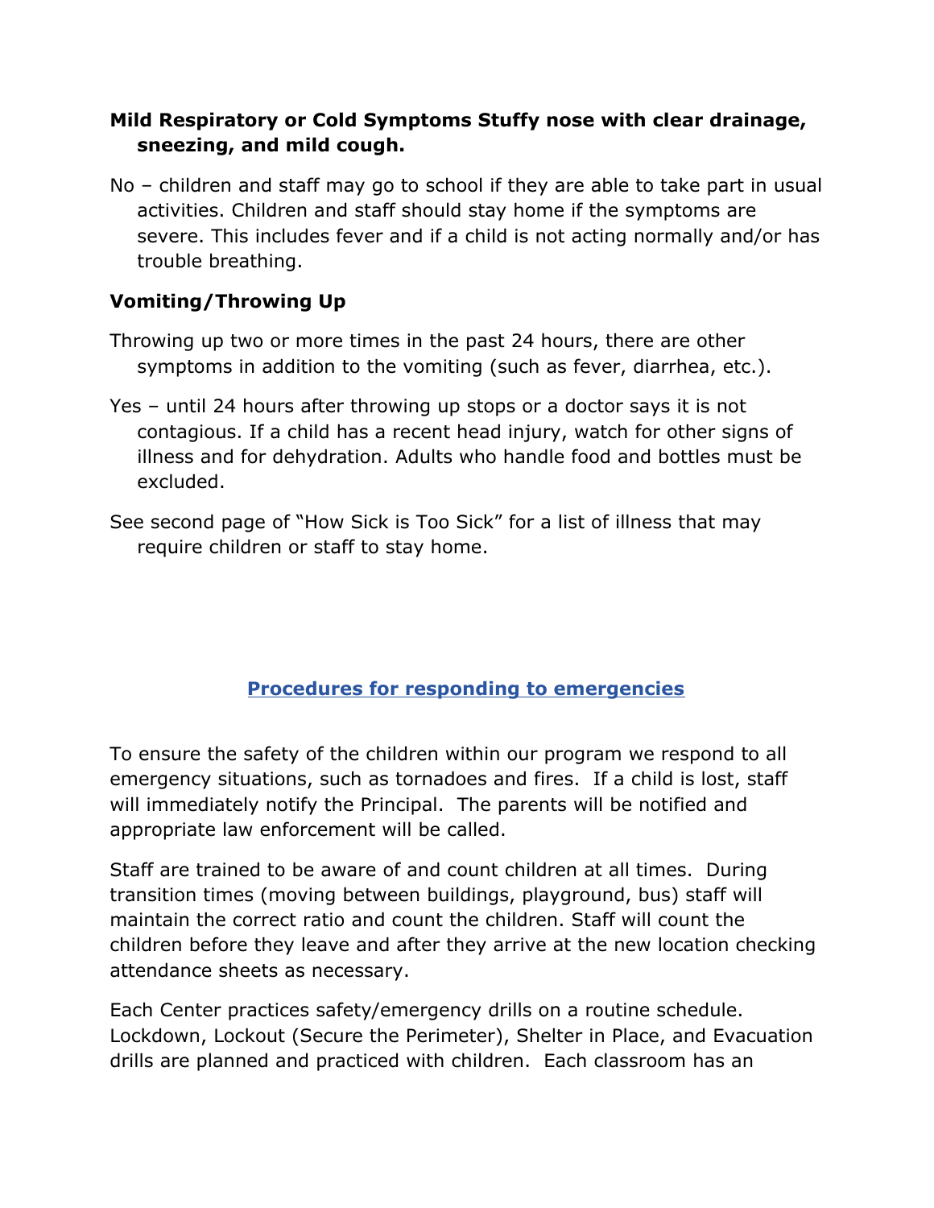**Mild Respiratory or Cold Symptoms Stuffy nose with clear drainage, sneezing, and mild cough.**

No – children and staff may go to school if they are able to take part in usual activities. Children and staff should stay home if the symptoms are severe. This includes fever and if a child is not acting normally and/or has trouble breathing.

**Vomiting/Throwing Up**

Throwing up two or more times in the past 24 hours, there are other symptoms in addition to the vomiting (such as fever, diarrhea, etc.).

Yes – until 24 hours after throwing up stops or a doctor says it is not contagious. If a child has a recent head injury, watch for other signs of illness and for dehydration. Adults who handle food and bottles must be excluded.

See second page of "How Sick is Too Sick" for a list of illness that may require children or staff to stay home.

## Procedures for responding to emergencies

To ensure the safety of the children within our program we respond to all emergency situations, such as tornadoes and fires. If a child is lost, staff will immediately notify the Principal. The parents will be notified and appropriate law enforcement will be called.

Staff are trained to be aware of and count children at all times. During transition times (moving between buildings, playground, bus) staff will maintain the correct ratio and count the children. Staff will count the children before they leave and after they arrive at the new location checking attendance sheets as necessary.

Each Center practices safety/emergency drills on a routine schedule. Lockdown, Lockout (Secure the Perimeter), Shelter in Place, and Evacuation drills are planned and practiced with children. Each classroom has an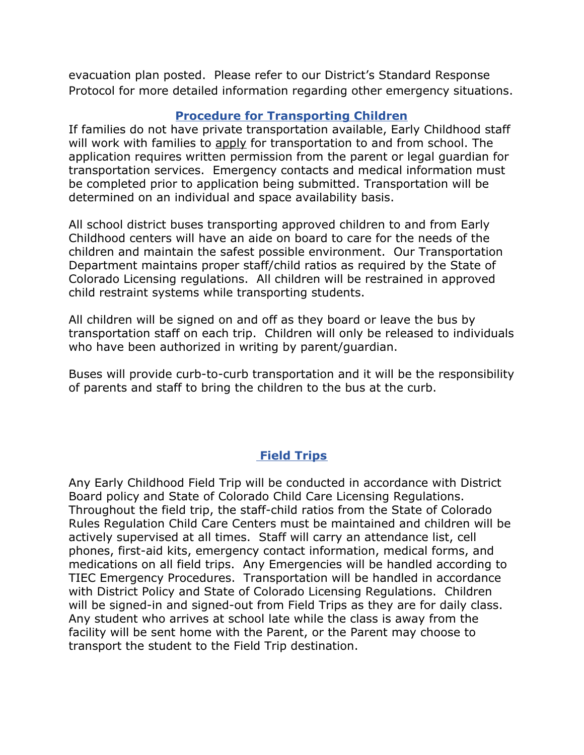evacuation plan posted. Please refer to our District's Standard Response Protocol for more detailed information regarding other emergency situations.

## Procedure for Transporting Children

If families do not have private transportation available, Early Childhood staff will work with families to apply for transportation to and from school. The application requires written permission from the parent or legal guardian for transportation services. Emergency contacts and medical information must be completed prior to application being submitted. Transportation will be determined on an individual and space availability basis.

All school district buses transporting approved children to and from Early Childhood centers will have an aide on board to care for the needs of the children and maintain the safest possible environment. Our Transportation Department maintains proper staff/child ratios as required by the State of Colorado Licensing regulations. All children will be restrained in approved child restraint systems while transporting students.

All children will be signed on and off as they board or leave the bus by transportation staff on each trip. Children will only be released to individuals who have been authorized in writing by parent/guardian.

Buses will provide curb-to-curb transportation and it will be the responsibility of parents and staff to bring the children to the bus at the curb.

## Field Trips

Any Early Childhood Field Trip will be conducted in accordance with District Board policy and State of Colorado Child Care Licensing Regulations. Throughout the field trip, the staff-child ratios from the State of Colorado Rules Regulation Child Care Centers must be maintained and children will be actively supervised at all times. Staff will carry an attendance list, cell phones, first-aid kits, emergency contact information, medical forms, and medications on all field trips. Any Emergencies will be handled according to TIEC Emergency Procedures. Transportation will be handled in accordance with District Policy and State of Colorado Licensing Regulations. Children will be signed-in and signed-out from Field Trips as they are for daily class. Any student who arrives at school late while the class is away from the facility will be sent home with the Parent, or the Parent may choose to transport the student to the Field Trip destination.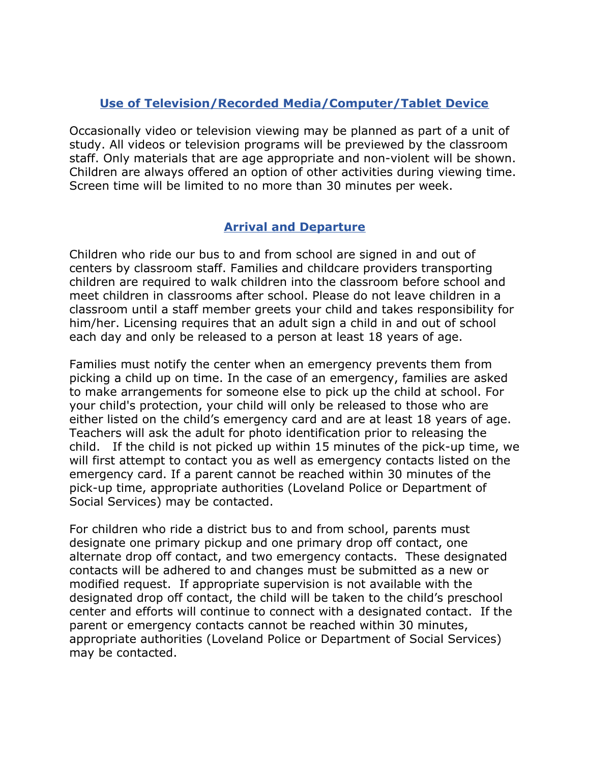## Use of Television/Recorded Media/Computer/Tablet Device

Occasionally video or television viewing may be planned as part of a unit of study. All videos or television programs will be previewed by the classroom staff. Only materials that are age appropriate and non-violent will be shown. Children are always offered an option of other activities during viewing time. Screen time will be limited to no more than 30 minutes per week.

## Arrival and Departure

Children who ride our bus to and from school are signed in and out of centers by classroom staff. Families and childcare providers transporting children are required to walk children into the classroom before school and meet children in classrooms after school. Please do not leave children in a classroom until a staff member greets your child and takes responsibility for him/her. Licensing requires that an adult sign a child in and out of school each day and only be released to a person at least 18 years of age.

Families must notify the center when an emergency prevents them from picking a child up on time. In the case of an emergency, families are asked to make arrangements for someone else to pick up the child at school. For your child's protection, your child will only be released to those who are either listed on the child's emergency card and are at least 18 years of age. Teachers will ask the adult for photo identification prior to releasing the child. If the child is not picked up within 15 minutes of the pick-up time, we will first attempt to contact you as well as emergency contacts listed on the emergency card. If a parent cannot be reached within 30 minutes of the pick-up time, appropriate authorities (Loveland Police or Department of Social Services) may be contacted.

For children who ride a district bus to and from school, parents must designate one primary pickup and one primary drop off contact, one alternate drop off contact, and two emergency contacts. These designated contacts will be adhered to and changes must be submitted as a new or modified request. If appropriate supervision is not available with the designated drop off contact, the child will be taken to the child's preschool center and efforts will continue to connect with a designated contact. If the parent or emergency contacts cannot be reached within 30 minutes, appropriate authorities (Loveland Police or Department of Social Services) may be contacted.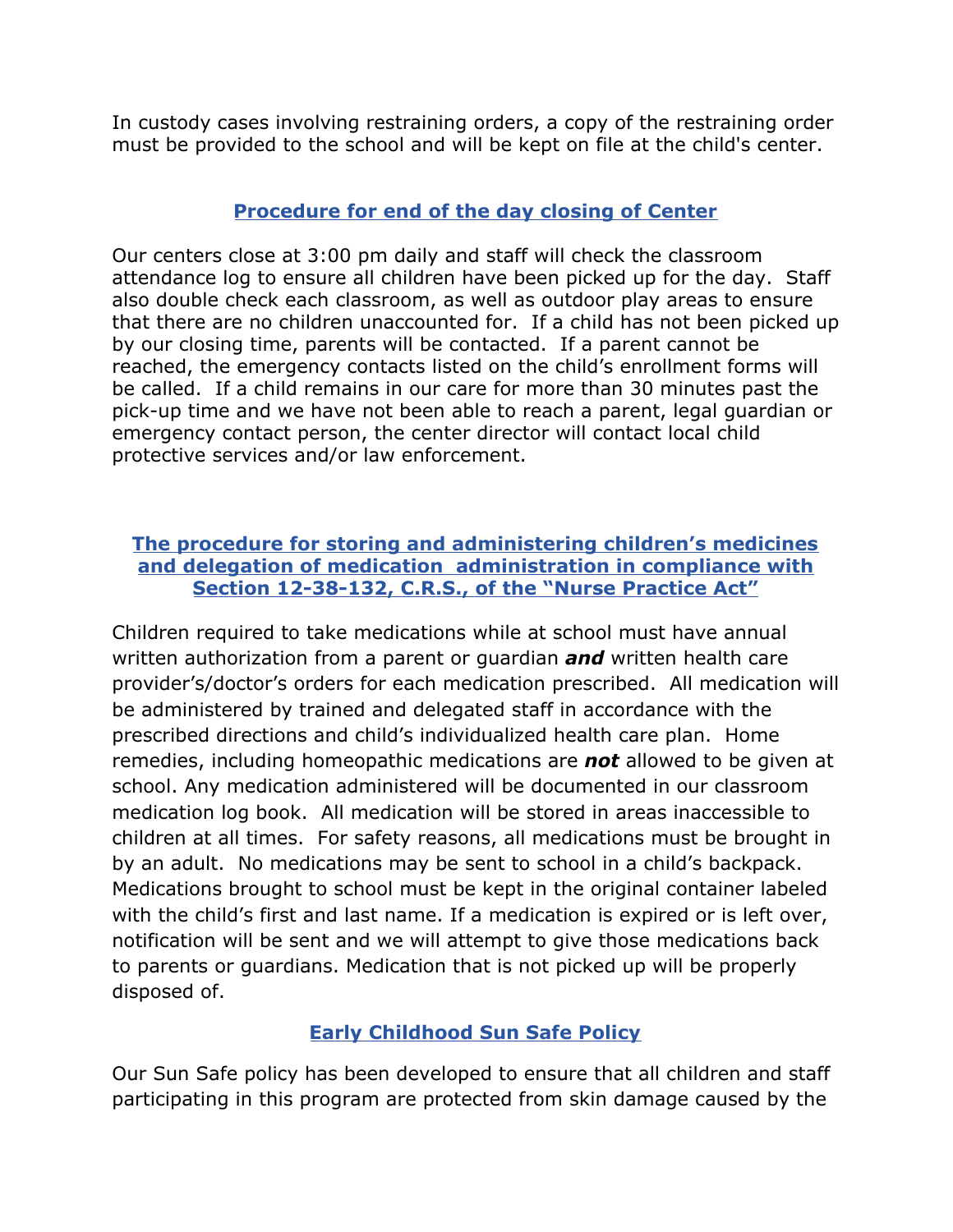In custody cases involving restraining orders, a copy of the restraining order must be provided to the school and will be kept on file at the child's center.

## Procedure for end of the day closing of Center

Our centers close at 3:00 pm daily and staff will check the classroom attendance log to ensure all children have been picked up for the day. Staff also double check each classroom, as well as outdoor play areas to ensure that there are no children unaccounted for. If a child has not been picked up by our closing time, parents will be contacted. If a parent cannot be reached, the emergency contacts listed on the child's enrollment forms will be called. If a child remains in our care for more than 30 minutes past the pick-up time and we have not been able to reach a parent, legal guardian or emergency contact person, the center director will contact local child protective services and/or law enforcement.

## The procedure for storing and administering children's medicines and delegation of medication administration in compliance with Section 12-38-132, C.R.S., of the "Nurse Practice Act"

Children required to take medications while at school must have annual written authorization from a parent or guardian ***and*** written health care provider's/doctor's orders for each medication prescribed. All medication will be administered by trained and delegated staff in accordance with the prescribed directions and child's individualized health care plan. Home remedies, including homeopathic medications are ***not*** allowed to be given at school. Any medication administered will be documented in our classroom medication log book. All medication will be stored in areas inaccessible to children at all times. For safety reasons, all medications must be brought in by an adult. No medications may be sent to school in a child's backpack. Medications brought to school must be kept in the original container labeled with the child's first and last name. If a medication is expired or is left over, notification will be sent and we will attempt to give those medications back to parents or guardians. Medication that is not picked up will be properly disposed of.

## Early Childhood Sun Safe Policy

Our Sun Safe policy has been developed to ensure that all children and staff participating in this program are protected from skin damage caused by the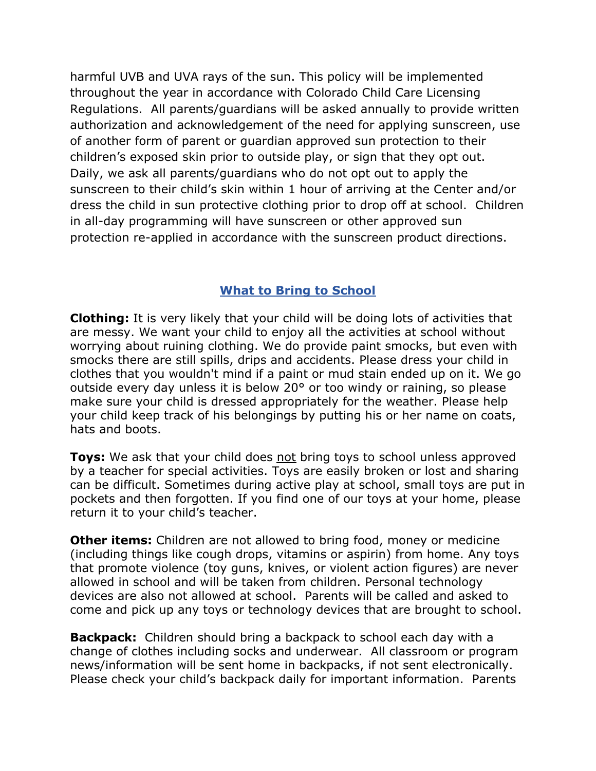harmful UVB and UVA rays of the sun. This policy will be implemented throughout the year in accordance with Colorado Child Care Licensing Regulations. All parents/guardians will be asked annually to provide written authorization and acknowledgement of the need for applying sunscreen, use of another form of parent or guardian approved sun protection to their children's exposed skin prior to outside play, or sign that they opt out. Daily, we ask all parents/guardians who do not opt out to apply the sunscreen to their child's skin within 1 hour of arriving at the Center and/or dress the child in sun protective clothing prior to drop off at school. Children in all-day programming will have sunscreen or other approved sun protection re-applied in accordance with the sunscreen product directions.

## What to Bring to School

**Clothing:** It is very likely that your child will be doing lots of activities that are messy. We want your child to enjoy all the activities at school without worrying about ruining clothing. We do provide paint smocks, but even with smocks there are still spills, drips and accidents. Please dress your child in clothes that you wouldn't mind if a paint or mud stain ended up on it. We go outside every day unless it is below 20° or too windy or raining, so please make sure your child is dressed appropriately for the weather. Please help your child keep track of his belongings by putting his or her name on coats, hats and boots.

**Toys:** We ask that your child does not bring toys to school unless approved by a teacher for special activities. Toys are easily broken or lost and sharing can be difficult. Sometimes during active play at school, small toys are put in pockets and then forgotten. If you find one of our toys at your home, please return it to your child's teacher.

**Other items:** Children are not allowed to bring food, money or medicine (including things like cough drops, vitamins or aspirin) from home. Any toys that promote violence (toy guns, knives, or violent action figures) are never allowed in school and will be taken from children. Personal technology devices are also not allowed at school. Parents will be called and asked to come and pick up any toys or technology devices that are brought to school.

**Backpack:** Children should bring a backpack to school each day with a change of clothes including socks and underwear. All classroom or program news/information will be sent home in backpacks, if not sent electronically. Please check your child's backpack daily for important information. Parents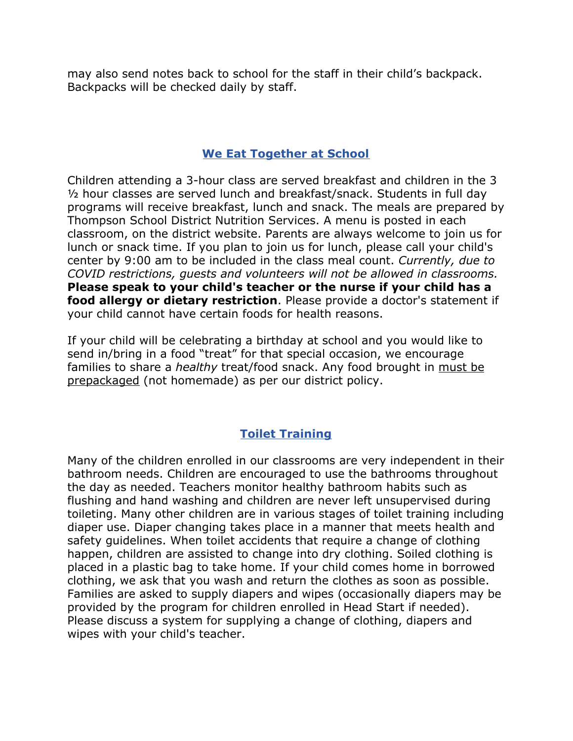may also send notes back to school for the staff in their child's backpack. Backpacks will be checked daily by staff.

## We Eat Together at School

Children attending a 3-hour class are served breakfast and children in the 3 ½ hour classes are served lunch and breakfast/snack. Students in full day programs will receive breakfast, lunch and snack. The meals are prepared by Thompson School District Nutrition Services. A menu is posted in each classroom, on the district website. Parents are always welcome to join us for lunch or snack time. If you plan to join us for lunch, please call your child's center by 9:00 am to be included in the class meal count. *Currently, due to COVID restrictions, guests and volunteers will not be allowed in classrooms.* **Please speak to your child's teacher or the nurse if your child has a food allergy or dietary restriction**. Please provide a doctor's statement if your child cannot have certain foods for health reasons.

If your child will be celebrating a birthday at school and you would like to send in/bring in a food "treat" for that special occasion, we encourage families to share a *healthy* treat/food snack. Any food brought in <u>must be prepackaged</u> (not homemade) as per our district policy.

## Toilet Training

Many of the children enrolled in our classrooms are very independent in their bathroom needs. Children are encouraged to use the bathrooms throughout the day as needed. Teachers monitor healthy bathroom habits such as flushing and hand washing and children are never left unsupervised during toileting. Many other children are in various stages of toilet training including diaper use. Diaper changing takes place in a manner that meets health and safety guidelines. When toilet accidents that require a change of clothing happen, children are assisted to change into dry clothing. Soiled clothing is placed in a plastic bag to take home. If your child comes home in borrowed clothing, we ask that you wash and return the clothes as soon as possible. Families are asked to supply diapers and wipes (occasionally diapers may be provided by the program for children enrolled in Head Start if needed). Please discuss a system for supplying a change of clothing, diapers and wipes with your child's teacher.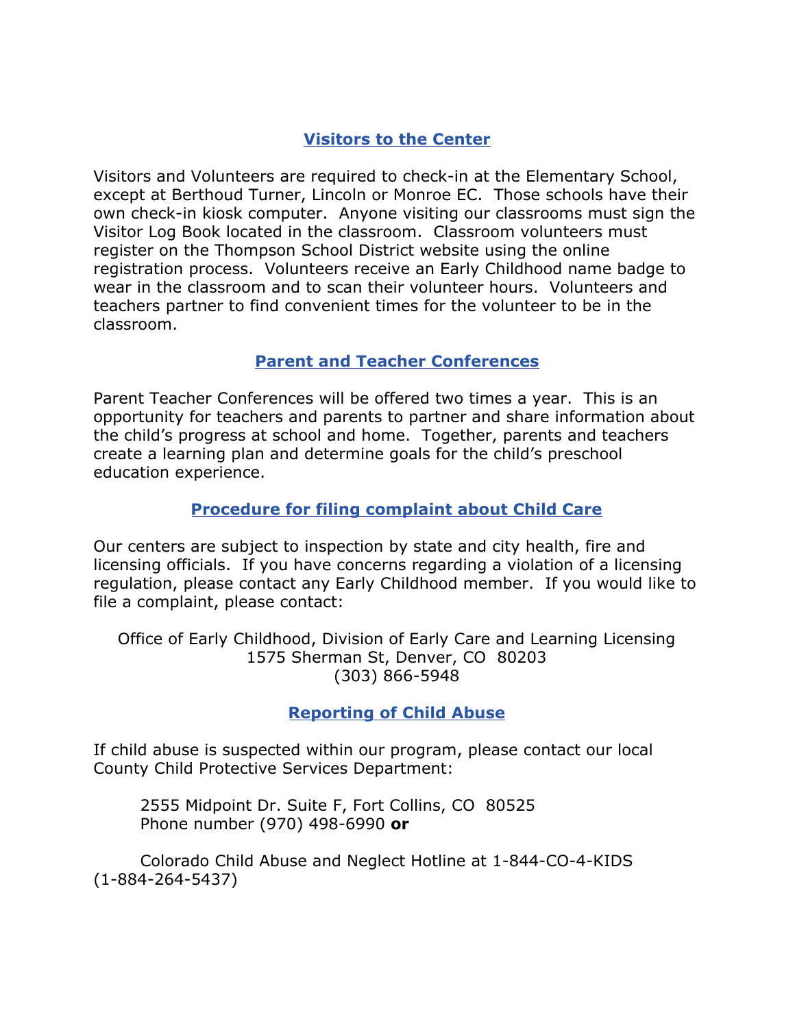## Visitors to the Center

Visitors and Volunteers are required to check-in at the Elementary School, except at Berthoud Turner, Lincoln or Monroe EC. Those schools have their own check-in kiosk computer. Anyone visiting our classrooms must sign the Visitor Log Book located in the classroom. Classroom volunteers must register on the Thompson School District website using the online registration process. Volunteers receive an Early Childhood name badge to wear in the classroom and to scan their volunteer hours. Volunteers and teachers partner to find convenient times for the volunteer to be in the classroom.

## Parent and Teacher Conferences

Parent Teacher Conferences will be offered two times a year. This is an opportunity for teachers and parents to partner and share information about the child's progress at school and home. Together, parents and teachers create a learning plan and determine goals for the child's preschool education experience.

## Procedure for filing complaint about Child Care

Our centers are subject to inspection by state and city health, fire and licensing officials. If you have concerns regarding a violation of a licensing regulation, please contact any Early Childhood member. If you would like to file a complaint, please contact:

Office of Early Childhood, Division of Early Care and Learning Licensing
1575 Sherman St, Denver, CO 80203
(303) 866-5948

## Reporting of Child Abuse

If child abuse is suspected within our program, please contact our local County Child Protective Services Department:

2555 Midpoint Dr. Suite F, Fort Collins, CO 80525
Phone number (970) 498-6990 **or**

Colorado Child Abuse and Neglect Hotline at 1-844-CO-4-KIDS (1-884-264-5437)